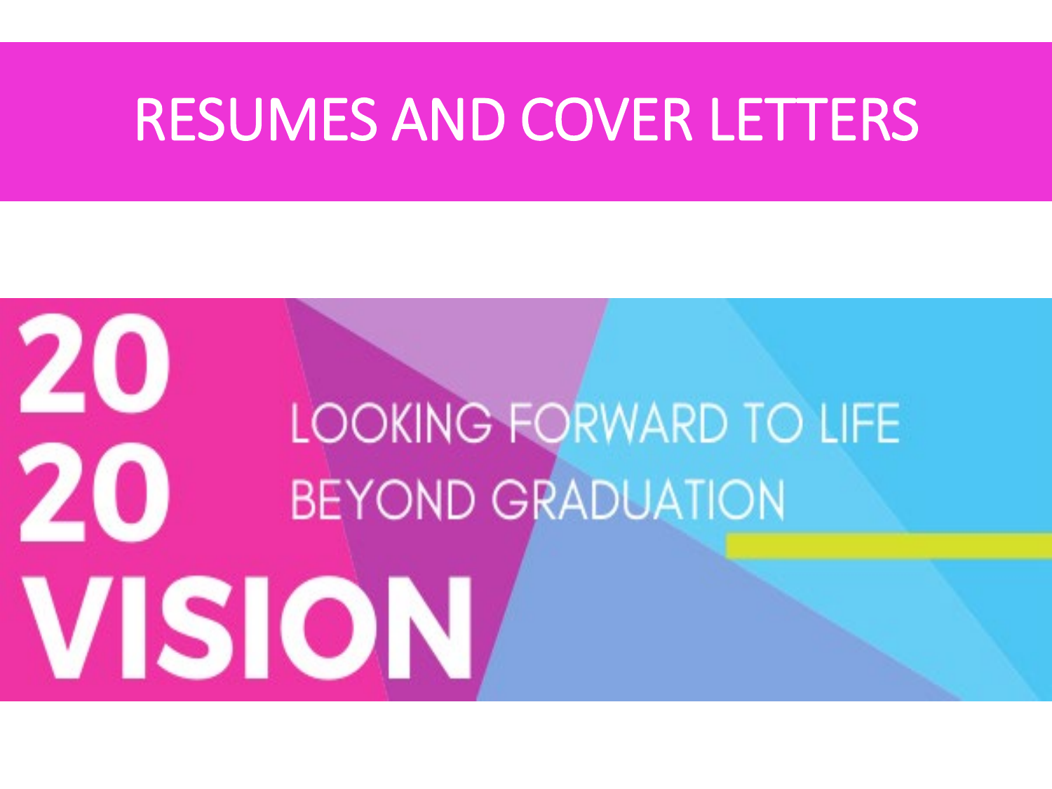# RESUMES AND COVER LETTERS

20 20 VISION

LOOKING FORWARD TO LIFE BEYOND GRADUATION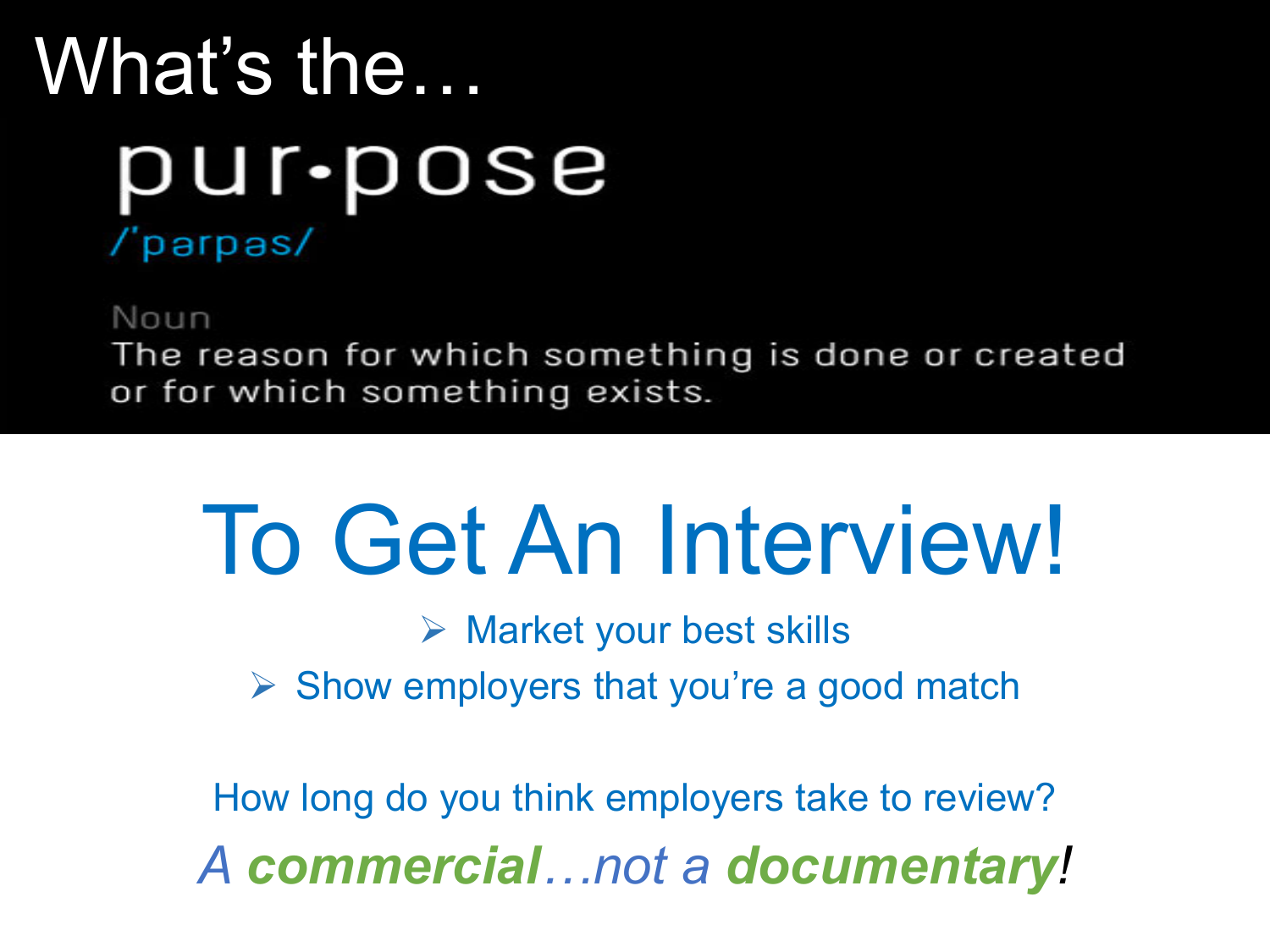# What's the…

## pur•pose

/ˈparpas/

Noun

The reason for which something is done or created or for which something exists.

# To Get An Interview!

- Market your best skills
- Show employers that you're a good match

How long do you think employers take to review?

*A **commercial**…not a **documentary**!*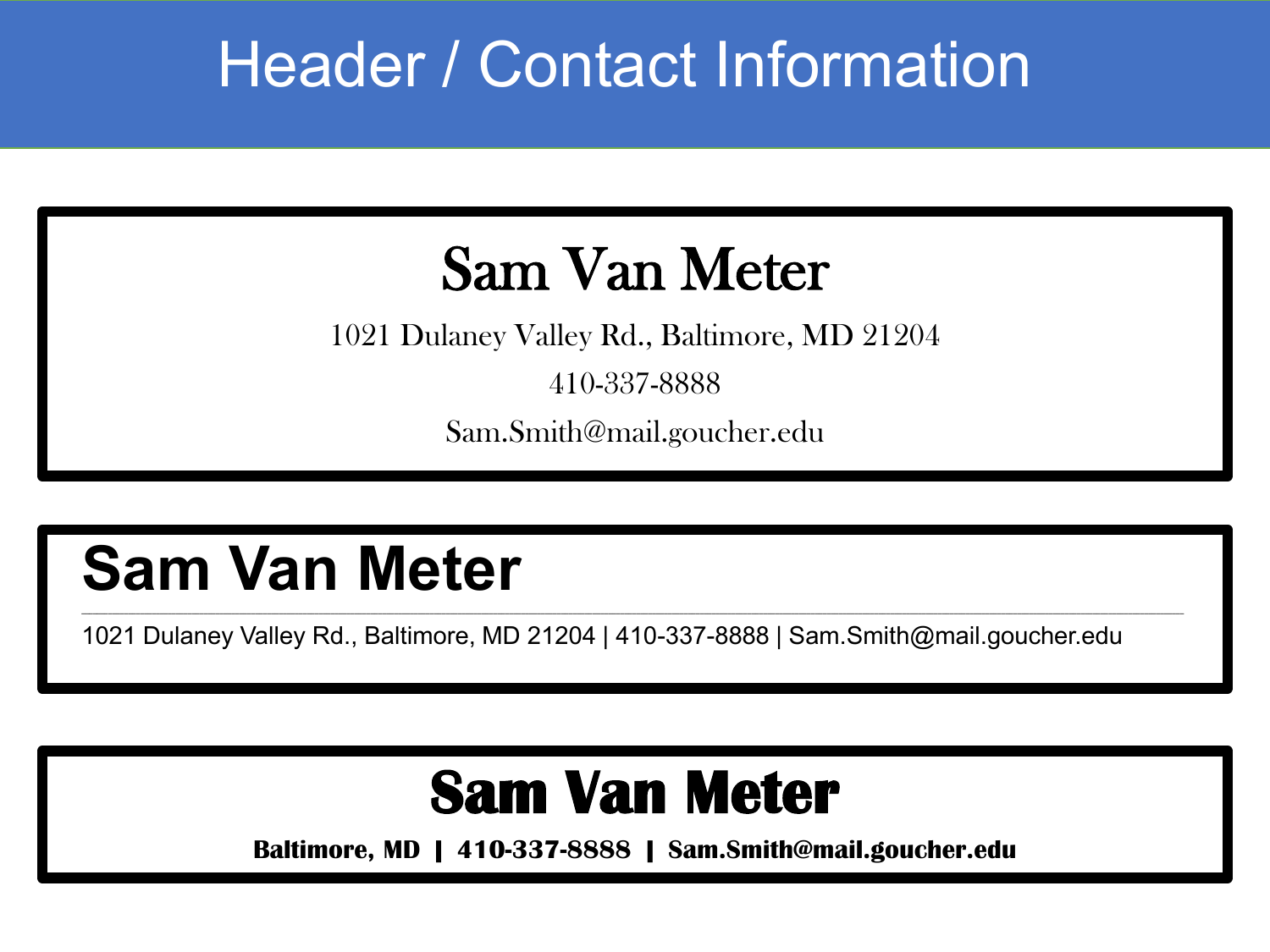# Header / Contact Information

**Sam Van Meter**

1021 Dulaney Valley Rd., Baltimore, MD 21204

410-337-8888

Sam.Smith@mail.goucher.edu

**Sam Van Meter**

---

1021 Dulaney Valley Rd., Baltimore, MD 21204 | 410-337-8888 | Sam.Smith@mail.goucher.edu

**Sam Van Meter**

**Baltimore, MD | 410-337-8888 | Sam.Smith@mail.goucher.edu**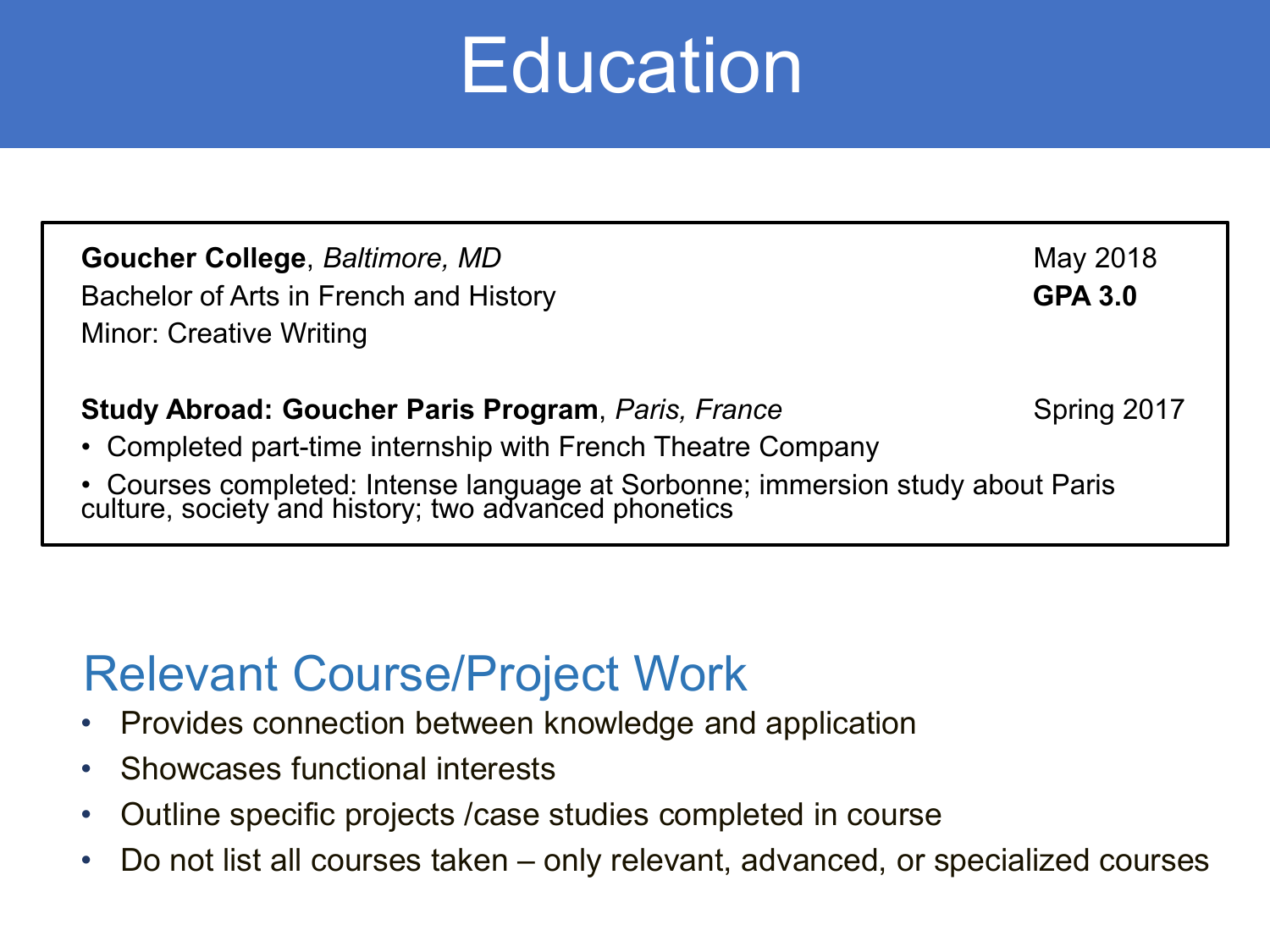# Education

**Goucher College**, *Baltimore, MD* May 2018
Bachelor of Arts in French and History **GPA 3.0**
Minor: Creative Writing

**Study Abroad: Goucher Paris Program**, *Paris, France* Spring 2017

- Completed part-time internship with French Theatre Company
- Courses completed: Intense language at Sorbonne; immersion study about Paris culture, society and history; two advanced phonetics

## Relevant Course/Project Work

- Provides connection between knowledge and application
- Showcases functional interests
- Outline specific projects /case studies completed in course
- Do not list all courses taken – only relevant, advanced, or specialized courses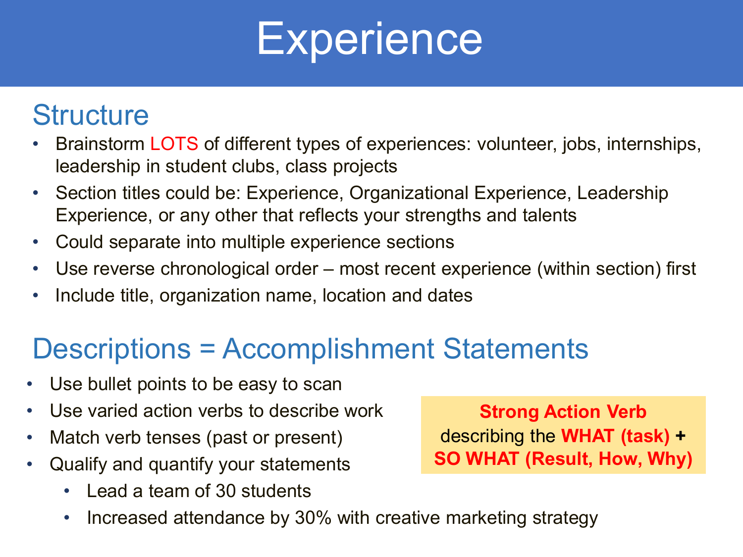# Experience

## Structure

- Brainstorm LOTS of different types of experiences: volunteer, jobs, internships, leadership in student clubs, class projects
- Section titles could be: Experience, Organizational Experience, Leadership Experience, or any other that reflects your strengths and talents
- Could separate into multiple experience sections
- Use reverse chronological order – most recent experience (within section) first
- Include title, organization name, location and dates

## Descriptions = Accomplishment Statements

- Use bullet points to be easy to scan
- Use varied action verbs to describe work
- Match verb tenses (past or present)
- Qualify and quantify your statements
  - Lead a team of 30 students
  - Increased attendance by 30% with creative marketing strategy

**Strong Action Verb** describing the **WHAT (task)** + **SO WHAT (Result, How, Why)**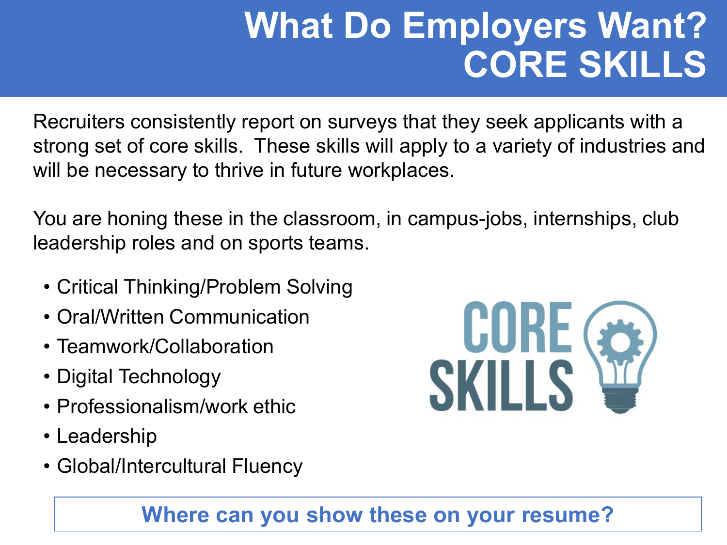# What Do Employers Want? CORE SKILLS

Recruiters consistently report on surveys that they seek applicants with a strong set of core skills. These skills will apply to a variety of industries and will be necessary to thrive in future workplaces.

You are honing these in the classroom, in campus-jobs, internships, club leadership roles and on sports teams.

- Critical Thinking/Problem Solving
- Oral/Written Communication
- Teamwork/Collaboration
- Digital Technology
- Professionalism/work ethic
- Leadership
- Global/Intercultural Fluency

**Where can you show these on your resume?**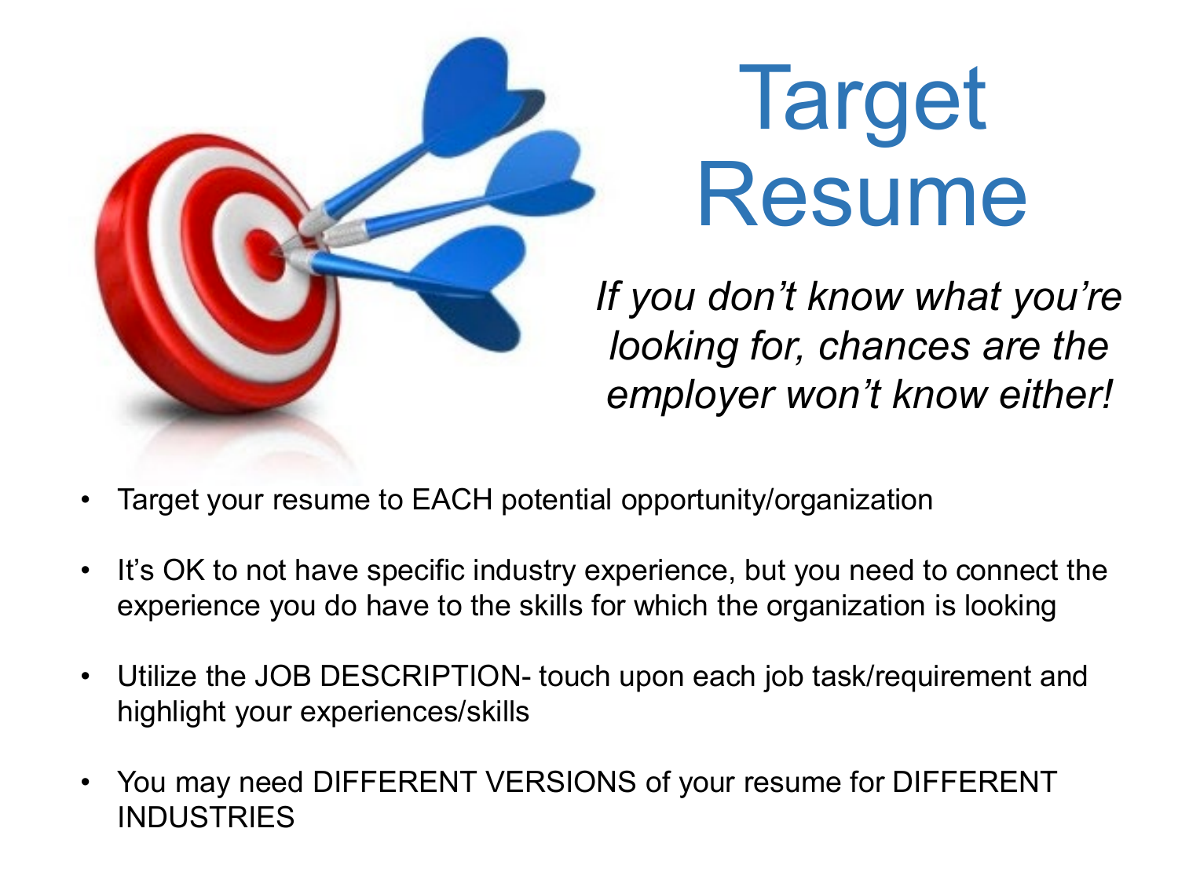# Target Resume

*If you don't know what you're looking for, chances are the employer won't know either!*

- Target your resume to EACH potential opportunity/organization
- It's OK to not have specific industry experience, but you need to connect the experience you do have to the skills for which the organization is looking
- Utilize the JOB DESCRIPTION- touch upon each job task/requirement and highlight your experiences/skills
- You may need DIFFERENT VERSIONS of your resume for DIFFERENT INDUSTRIES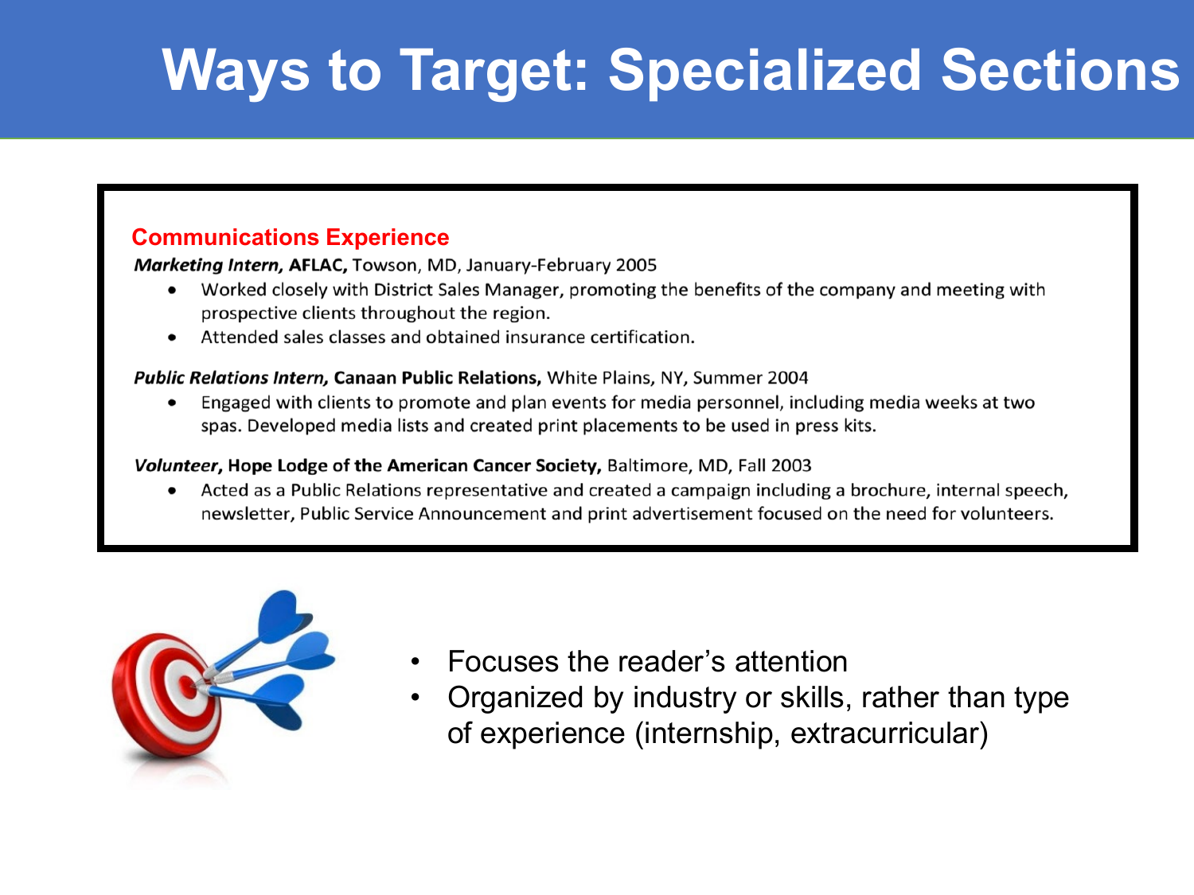# Ways to Target: Specialized Sections

**Communications Experience**

***Marketing Intern,*** **AFLAC,** Towson, MD, January-February 2005

- Worked closely with District Sales Manager, promoting the benefits of the company and meeting with prospective clients throughout the region.
- Attended sales classes and obtained insurance certification.

***Public Relations Intern,*** **Canaan Public Relations,** White Plains, NY, Summer 2004

- Engaged with clients to promote and plan events for media personnel, including media weeks at two spas. Developed media lists and created print placements to be used in press kits.

***Volunteer*****, Hope Lodge of the American Cancer Society,** Baltimore, MD, Fall 2003

- Acted as a Public Relations representative and created a campaign including a brochure, internal speech, newsletter, Public Service Announcement and print advertisement focused on the need for volunteers.

- Focuses the reader's attention
- Organized by industry or skills, rather than type of experience (internship, extracurricular)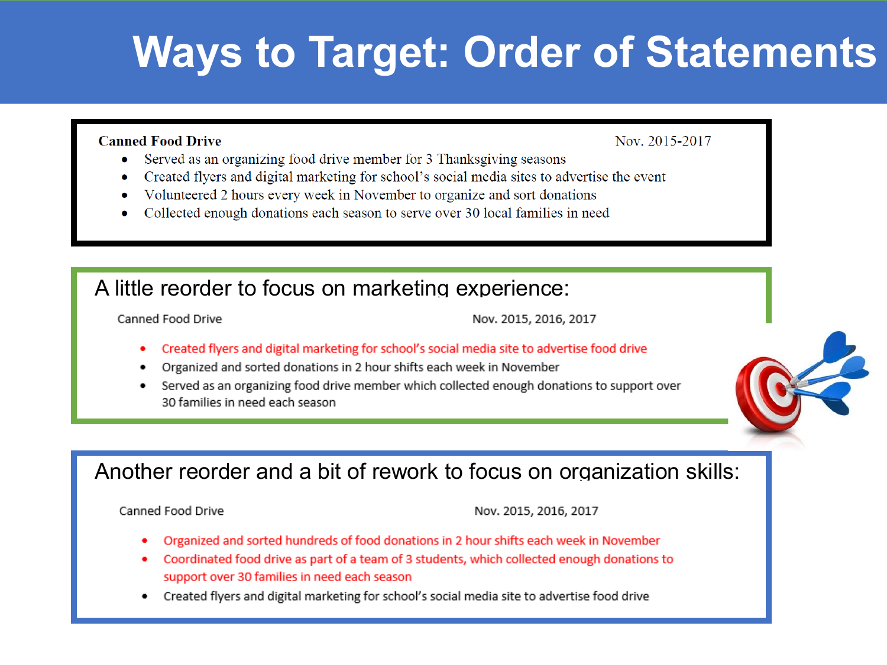# Ways to Target: Order of Statements

**Canned Food Drive** — Nov. 2015-2017

- Served as an organizing food drive member for 3 Thanksgiving seasons
- Created flyers and digital marketing for school's social media sites to advertise the event
- Volunteered 2 hours every week in November to organize and sort donations
- Collected enough donations each season to serve over 30 local families in need

## A little reorder to focus on marketing experience:

Canned Food Drive — Nov. 2015, 2016, 2017

- Created flyers and digital marketing for school's social media site to advertise food drive
- Organized and sorted donations in 2 hour shifts each week in November
- Served as an organizing food drive member which collected enough donations to support over 30 families in need each season

## Another reorder and a bit of rework to focus on organization skills:

Canned Food Drive — Nov. 2015, 2016, 2017

- Organized and sorted hundreds of food donations in 2 hour shifts each week in November
- Coordinated food drive as part of a team of 3 students, which collected enough donations to support over 30 families in need each season
- Created flyers and digital marketing for school's social media site to advertise food drive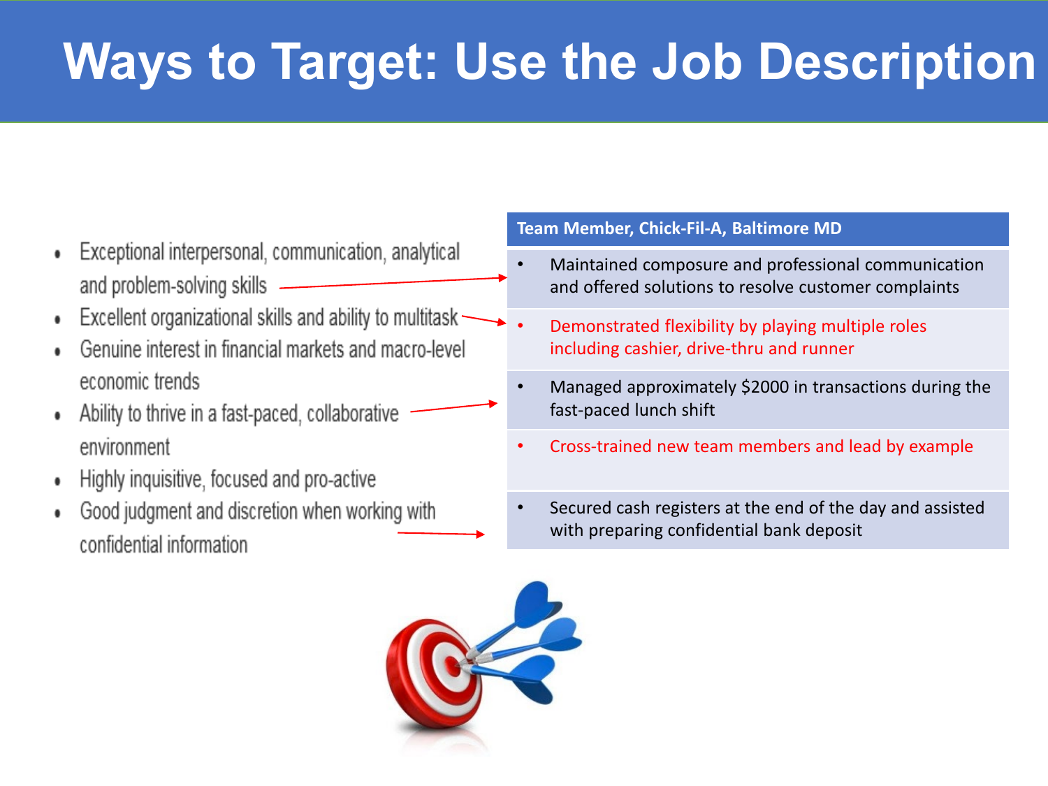# Ways to Target: Use the Job Description

- Exceptional interpersonal, communication, analytical and problem-solving skills
- Excellent organizational skills and ability to multitask
- Genuine interest in financial markets and macro-level economic trends
- Ability to thrive in a fast-paced, collaborative environment
- Highly inquisitive, focused and pro-active
- Good judgment and discretion when working with confidential information

**Team Member, Chick-Fil-A, Baltimore MD**

- Maintained composure and professional communication and offered solutions to resolve customer complaints
- Demonstrated flexibility by playing multiple roles including cashier, drive-thru and runner
- Managed approximately $2000 in transactions during the fast-paced lunch shift
- Cross-trained new team members and lead by example
- Secured cash registers at the end of the day and assisted with preparing confidential bank deposit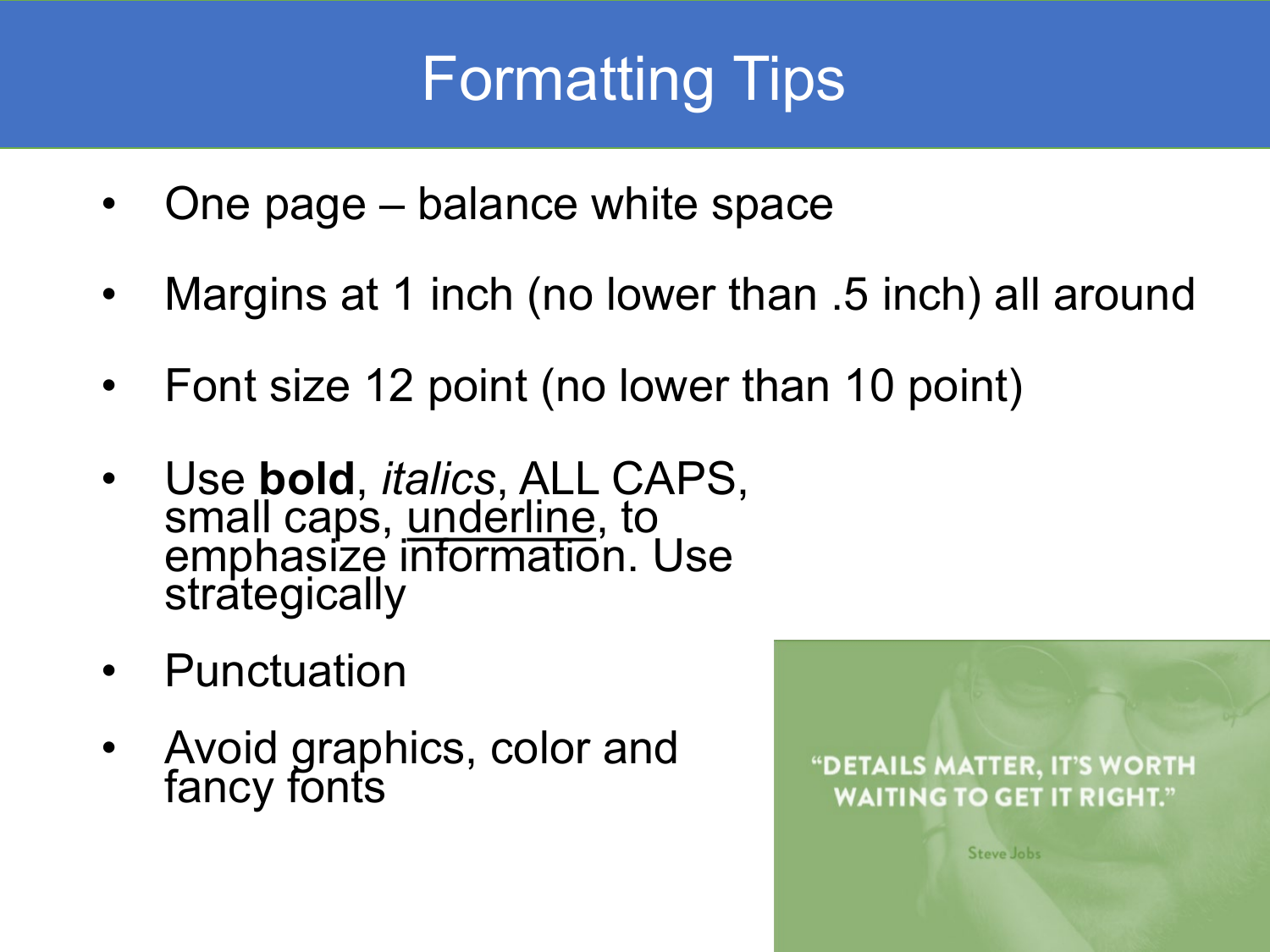# Formatting Tips

- One page – balance white space
- Margins at 1 inch (no lower than .5 inch) all around
- Font size 12 point (no lower than 10 point)
- Use **bold**, *italics*, ALL CAPS, small caps, <u>underline</u>, to emphasize information. Use strategically
- Punctuation
- Avoid graphics, color and fancy fonts

"DETAILS MATTER, IT'S WORTH WAITING TO GET IT RIGHT."

Steve Jobs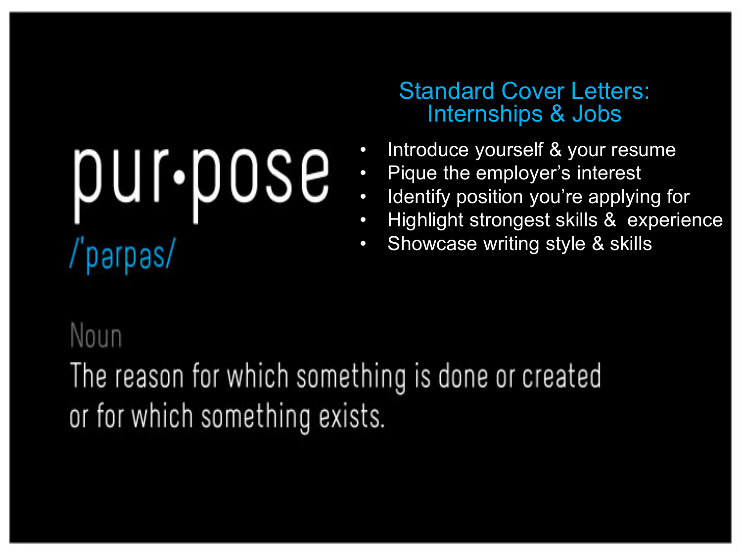## Standard Cover Letters: Internships & Jobs

- Introduce yourself & your resume
- Pique the employer's interest
- Identify position you're applying for
- Highlight strongest skills & experience
- Showcase writing style & skills

# pur•pose

/ˈpərpəs/

Noun

The reason for which something is done or created or for which something exists.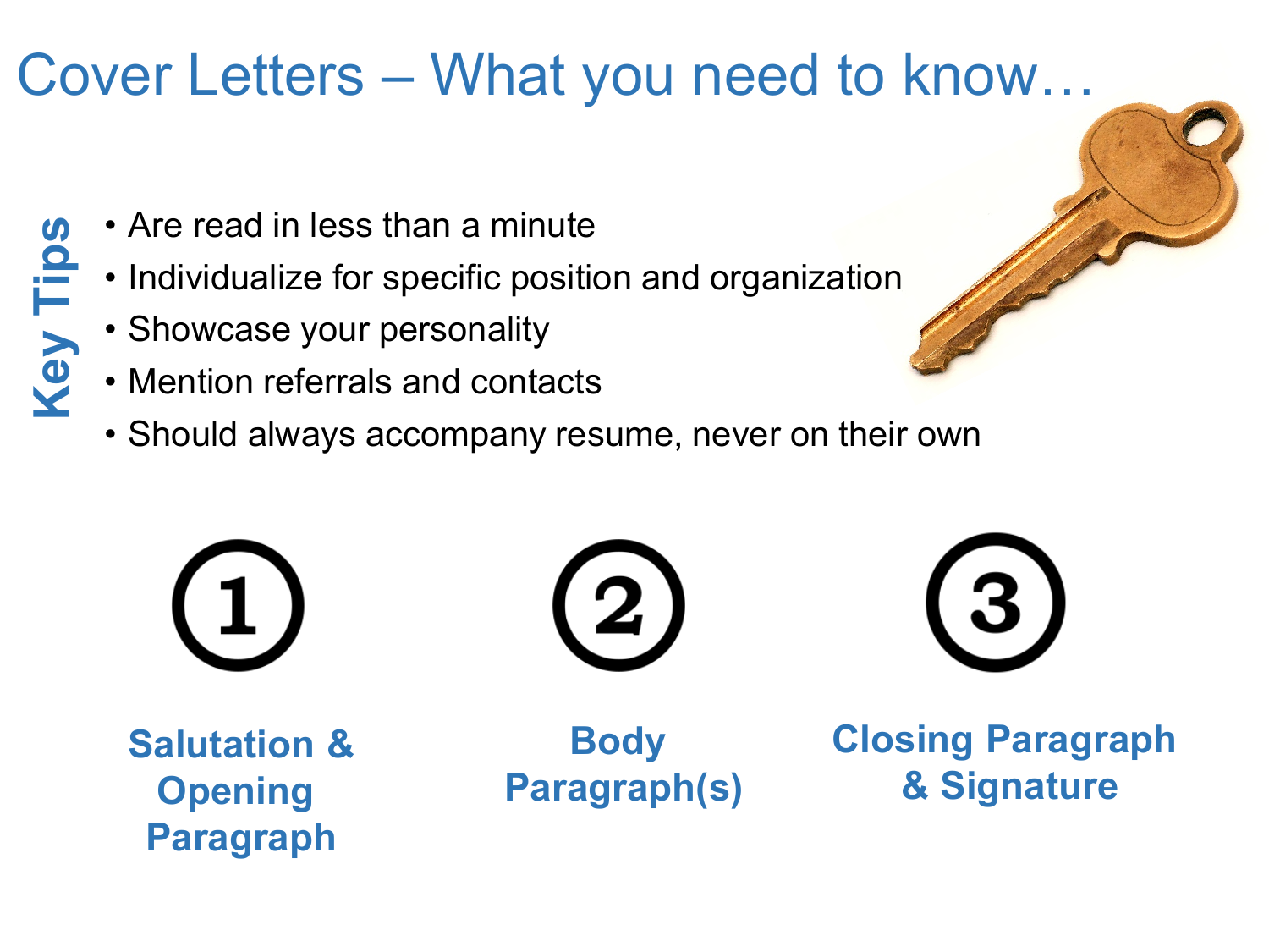# Cover Letters – What you need to know…

**Key Tips**

- Are read in less than a minute
- Individualize for specific position and organization
- Showcase your personality
- Mention referrals and contacts
- Should always accompany resume, never on their own

1. **Salutation & Opening Paragraph**
2. **Body Paragraph(s)**
3. **Closing Paragraph & Signature**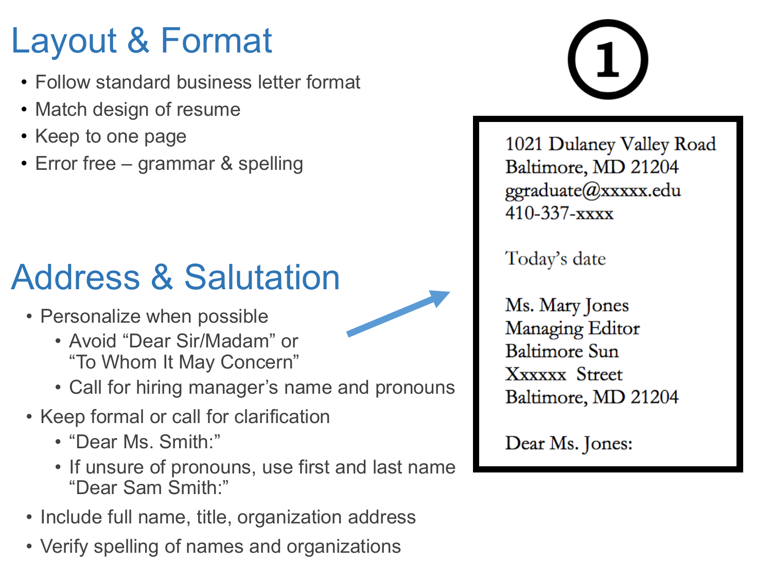# Layout & Format

- Follow standard business letter format
- Match design of resume
- Keep to one page
- Error free – grammar & spelling

①

1021 Dulaney Valley Road
Baltimore, MD 21204
ggraduate@xxxxx.edu
410-337-xxxx

Today's date

Ms. Mary Jones
Managing Editor
Baltimore Sun
Xxxxxx Street
Baltimore, MD 21204

Dear Ms. Jones:

# Address & Salutation

- Personalize when possible
  - Avoid "Dear Sir/Madam" or "To Whom It May Concern"
  - Call for hiring manager's name and pronouns
- Keep formal or call for clarification
  - "Dear Ms. Smith:"
  - If unsure of pronouns, use first and last name "Dear Sam Smith:"
- Include full name, title, organization address
- Verify spelling of names and organizations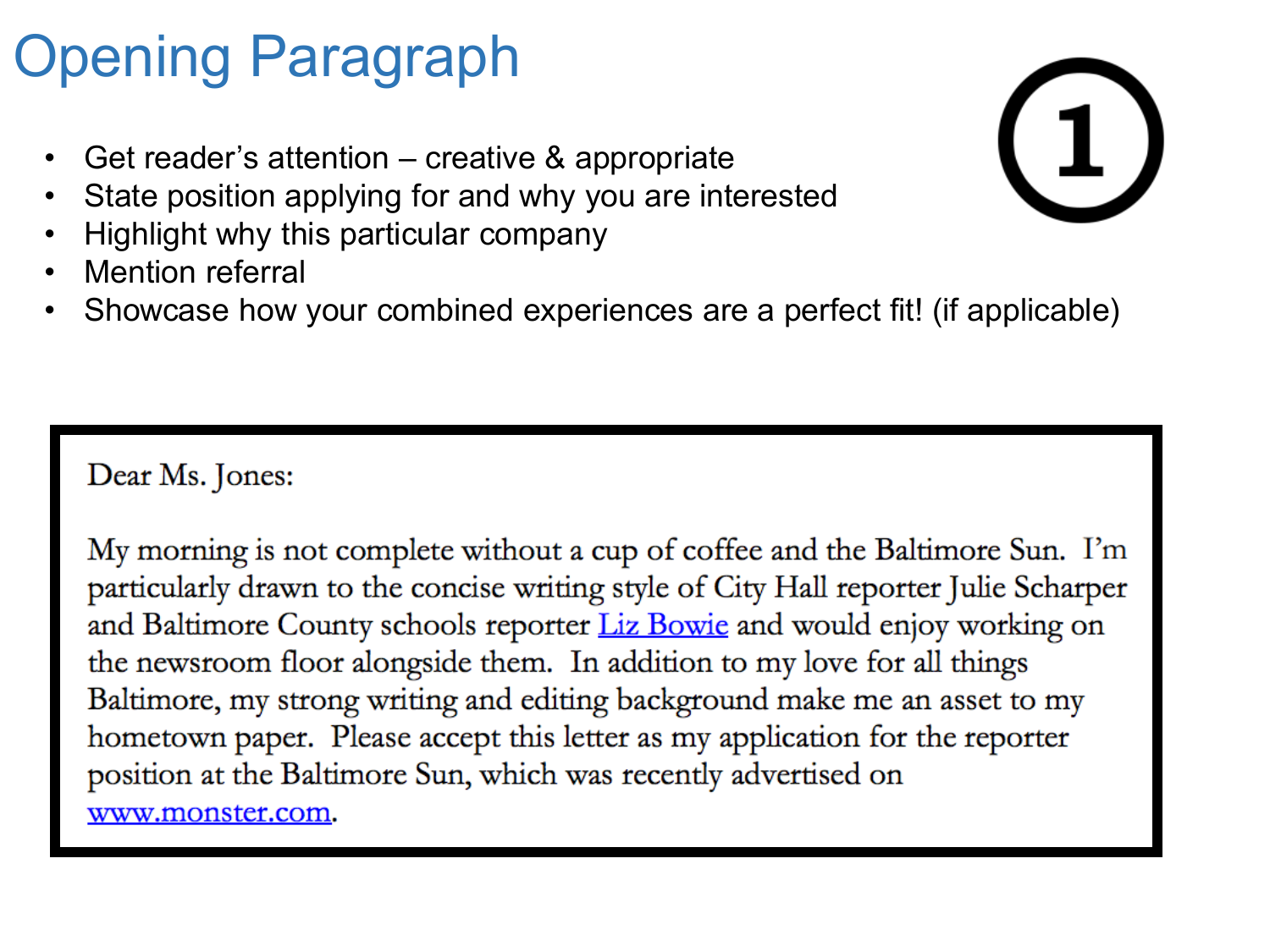# Opening Paragraph

- Get reader's attention – creative & appropriate
- State position applying for and why you are interested
- Highlight why this particular company
- Mention referral
- Showcase how your combined experiences are a perfect fit! (if applicable)

①

Dear Ms. Jones:

My morning is not complete without a cup of coffee and the Baltimore Sun. I'm particularly drawn to the concise writing style of City Hall reporter Julie Scharper and Baltimore County schools reporter Liz Bowie and would enjoy working on the newsroom floor alongside them. In addition to my love for all things Baltimore, my strong writing and editing background make me an asset to my hometown paper. Please accept this letter as my application for the reporter position at the Baltimore Sun, which was recently advertised on www.monster.com.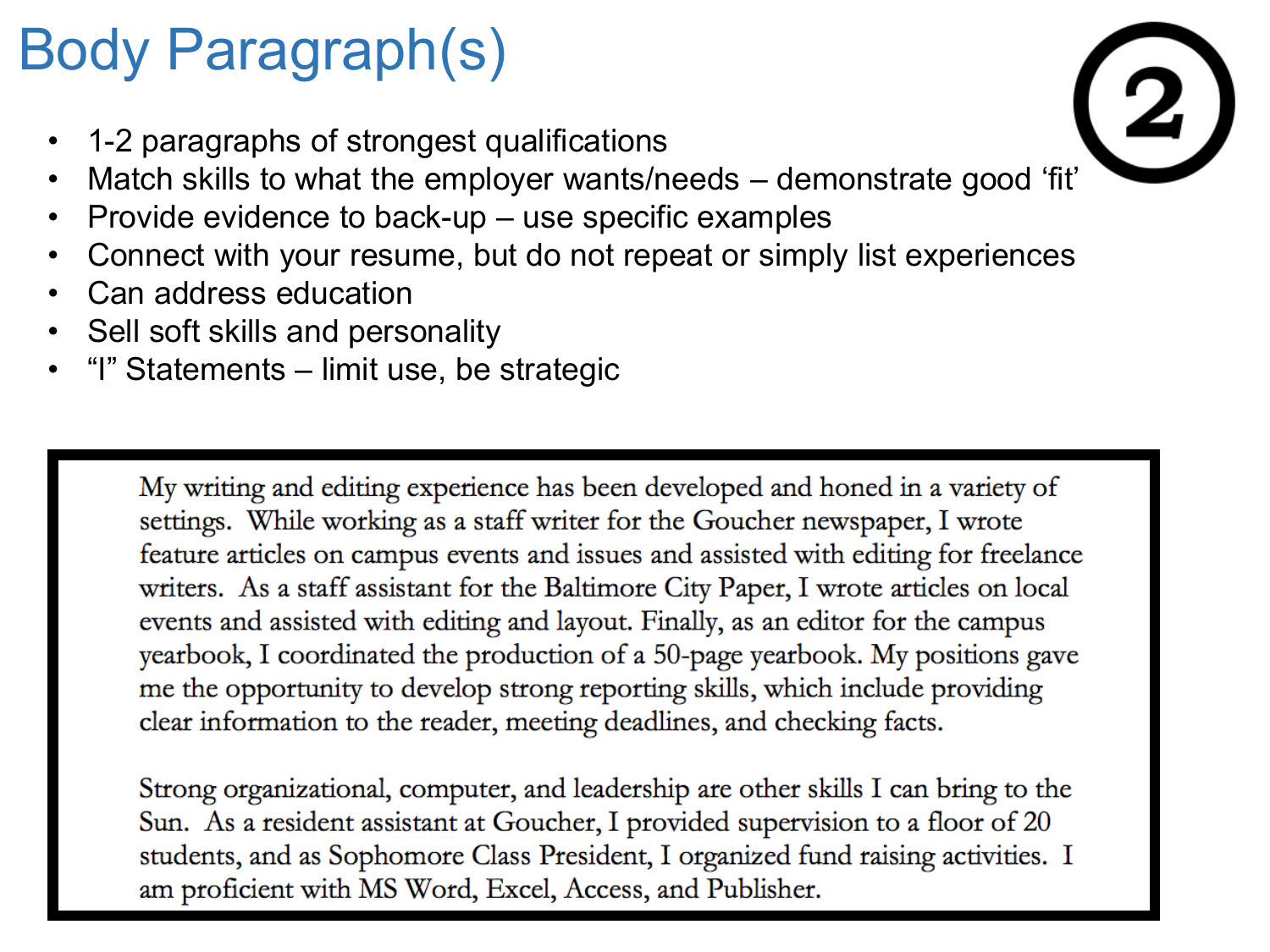# Body Paragraph(s)

2

- 1-2 paragraphs of strongest qualifications
- Match skills to what the employer wants/needs – demonstrate good 'fit'
- Provide evidence to back-up – use specific examples
- Connect with your resume, but do not repeat or simply list experiences
- Can address education
- Sell soft skills and personality
- "I" Statements – limit use, be strategic

> My writing and editing experience has been developed and honed in a variety of settings. While working as a staff writer for the Goucher newspaper, I wrote feature articles on campus events and issues and assisted with editing for freelance writers. As a staff assistant for the Baltimore City Paper, I wrote articles on local events and assisted with editing and layout. Finally, as an editor for the campus yearbook, I coordinated the production of a 50-page yearbook. My positions gave me the opportunity to develop strong reporting skills, which include providing clear information to the reader, meeting deadlines, and checking facts.
>
> Strong organizational, computer, and leadership are other skills I can bring to the Sun. As a resident assistant at Goucher, I provided supervision to a floor of 20 students, and as Sophomore Class President, I organized fund raising activities. I am proficient with MS Word, Excel, Access, and Publisher.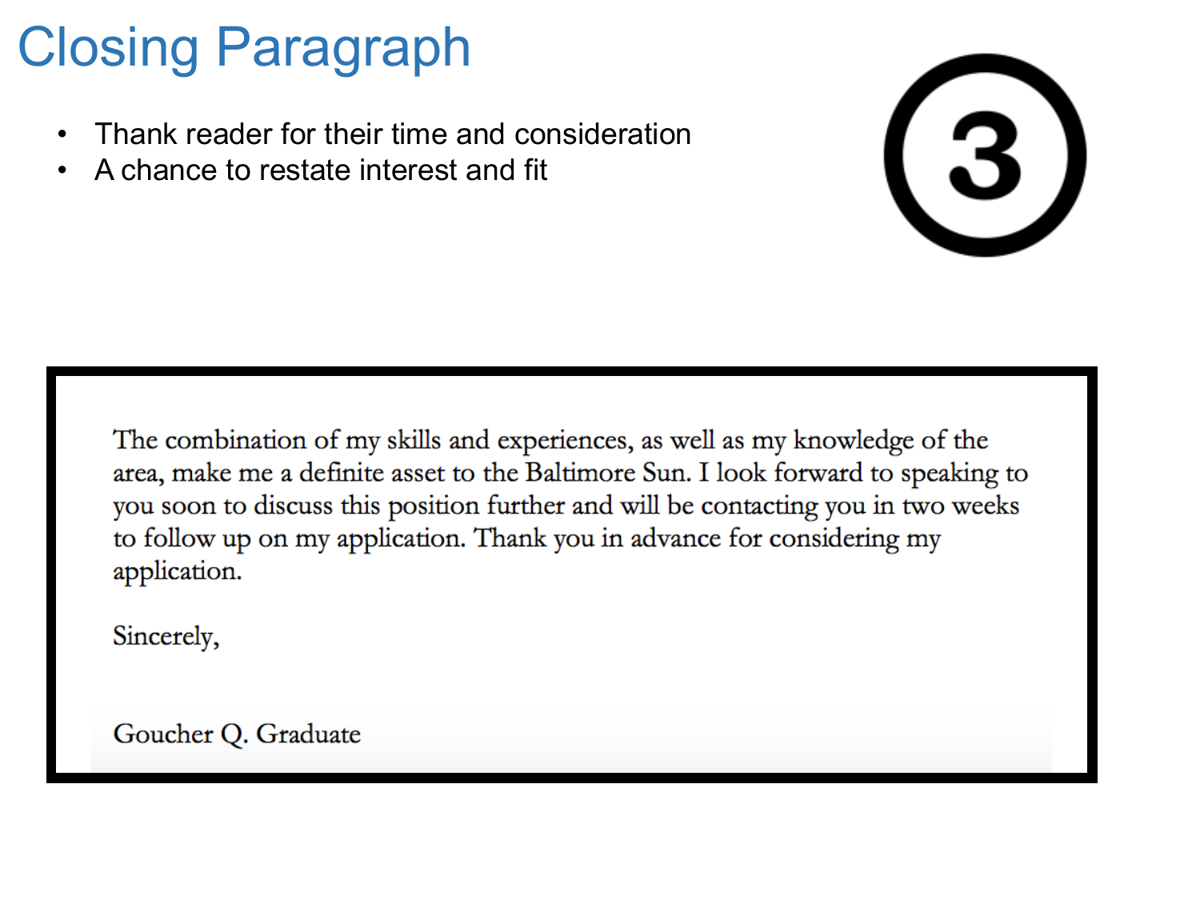# Closing Paragraph

- Thank reader for their time and consideration
- A chance to restate interest and fit

③

The combination of my skills and experiences, as well as my knowledge of the area, make me a definite asset to the Baltimore Sun. I look forward to speaking to you soon to discuss this position further and will be contacting you in two weeks to follow up on my application. Thank you in advance for considering my application.

Sincerely,

Goucher Q. Graduate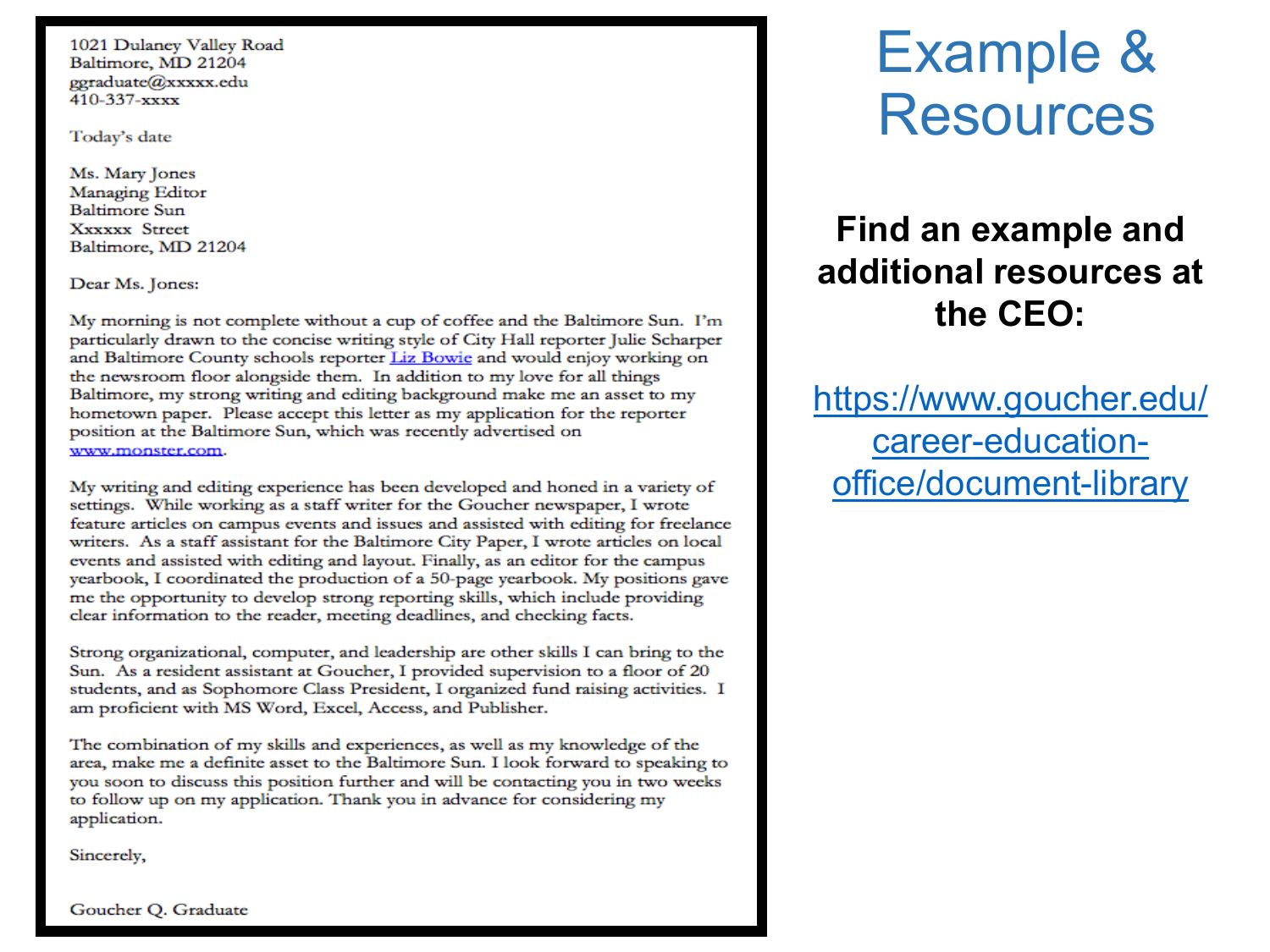# Example & Resources

1021 Dulaney Valley Road
Baltimore, MD 21204
ggraduate@xxxxx.edu
410-337-xxxx

Today's date

Ms. Mary Jones
Managing Editor
Baltimore Sun
Xxxxxx Street
Baltimore, MD 21204

Dear Ms. Jones:

My morning is not complete without a cup of coffee and the Baltimore Sun. I'm particularly drawn to the concise writing style of City Hall reporter Julie Scharper and Baltimore County schools reporter Liz Bowie and would enjoy working on the newsroom floor alongside them. In addition to my love for all things Baltimore, my strong writing and editing background make me an asset to my hometown paper. Please accept this letter as my application for the reporter position at the Baltimore Sun, which was recently advertised on www.monster.com.

My writing and editing experience has been developed and honed in a variety of settings. While working as a staff writer for the Goucher newspaper, I wrote feature articles on campus events and issues and assisted with editing for freelance writers. As a staff assistant for the Baltimore City Paper, I wrote articles on local events and assisted with editing and layout. Finally, as an editor for the campus yearbook, I coordinated the production of a 50-page yearbook. My positions gave me the opportunity to develop strong reporting skills, which include providing clear information to the reader, meeting deadlines, and checking facts.

Strong organizational, computer, and leadership are other skills I can bring to the Sun. As a resident assistant at Goucher, I provided supervision to a floor of 20 students, and as Sophomore Class President, I organized fund raising activities. I am proficient with MS Word, Excel, Access, and Publisher.

The combination of my skills and experiences, as well as my knowledge of the area, make me a definite asset to the Baltimore Sun. I look forward to speaking to you soon to discuss this position further and will be contacting you in two weeks to follow up on my application. Thank you in advance for considering my application.

Sincerely,

Goucher Q. Graduate

**Find an example and additional resources at the CEO:**

https://www.goucher.edu/career-education-office/document-library